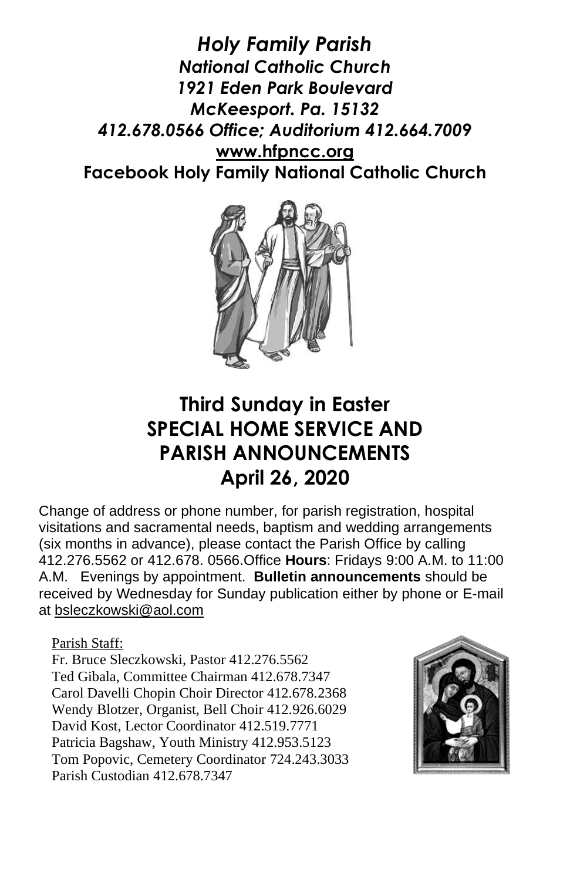# *Holy Family Parish*

## *National Catholic Church*

*1921 Eden Park Boulevard*
*McKeesport. Pa. 15132*
*412.678.0566 Office; Auditorium 412.664.7009*
**www.hfpncc.org**
**Facebook Holy Family National Catholic Church**

# Third Sunday in Easter
# SPECIAL HOME SERVICE AND PARISH ANNOUNCEMENTS
# April 26, 2020

Change of address or phone number, for parish registration, hospital visitations and sacramental needs, baptism and wedding arrangements (six months in advance), please contact the Parish Office by calling 412.276.5562 or 412.678. 0566.Office **Hours**: Fridays 9:00 A.M. to 11:00 A.M. Evenings by appointment. **Bulletin announcements** should be received by Wednesday for Sunday publication either by phone or E-mail at bsleczkowski@aol.com

Parish Staff:

Fr. Bruce Sleczkowski, Pastor 412.276.5562
Ted Gibala, Committee Chairman 412.678.7347
Carol Davelli Chopin Choir Director 412.678.2368
Wendy Blotzer, Organist, Bell Choir 412.926.6029
David Kost, Lector Coordinator 412.519.7771
Patricia Bagshaw, Youth Ministry 412.953.5123
Tom Popovic, Cemetery Coordinator 724.243.3033
Parish Custodian 412.678.7347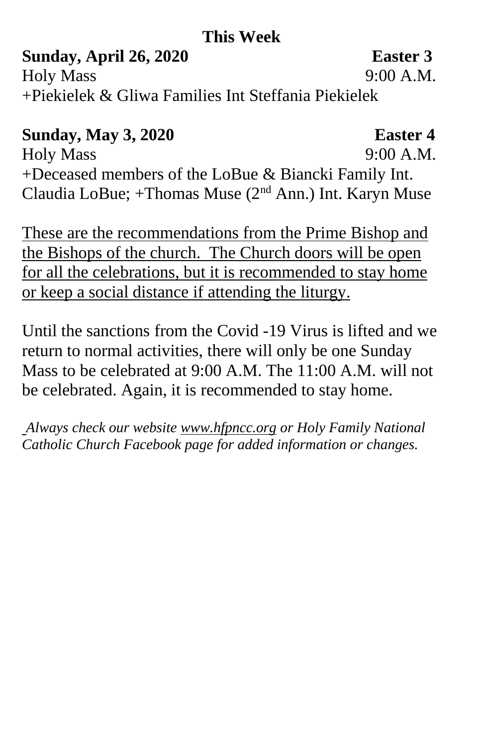## This Week

**Sunday, April 26, 2020** **Easter 3**

Holy Mass 9:00 A.M.

+Piekielek & Gliwa Families Int Steffania Piekielek

**Sunday, May 3, 2020** **Easter 4**

Holy Mass 9:00 A.M.

+Deceased members of the LoBue & Biancki Family Int. Claudia LoBue; +Thomas Muse (2nd Ann.) Int. Karyn Muse

These are the recommendations from the Prime Bishop and the Bishops of the church. The Church doors will be open for all the celebrations, but it is recommended to stay home or keep a social distance if attending the liturgy.

Until the sanctions from the Covid -19 Virus is lifted and we return to normal activities, there will only be one Sunday Mass to be celebrated at 9:00 A.M. The 11:00 A.M. will not be celebrated. Again, it is recommended to stay home.

***Always check our website www.hfpncc.org or Holy Family National Catholic Church Facebook page for added information or changes.***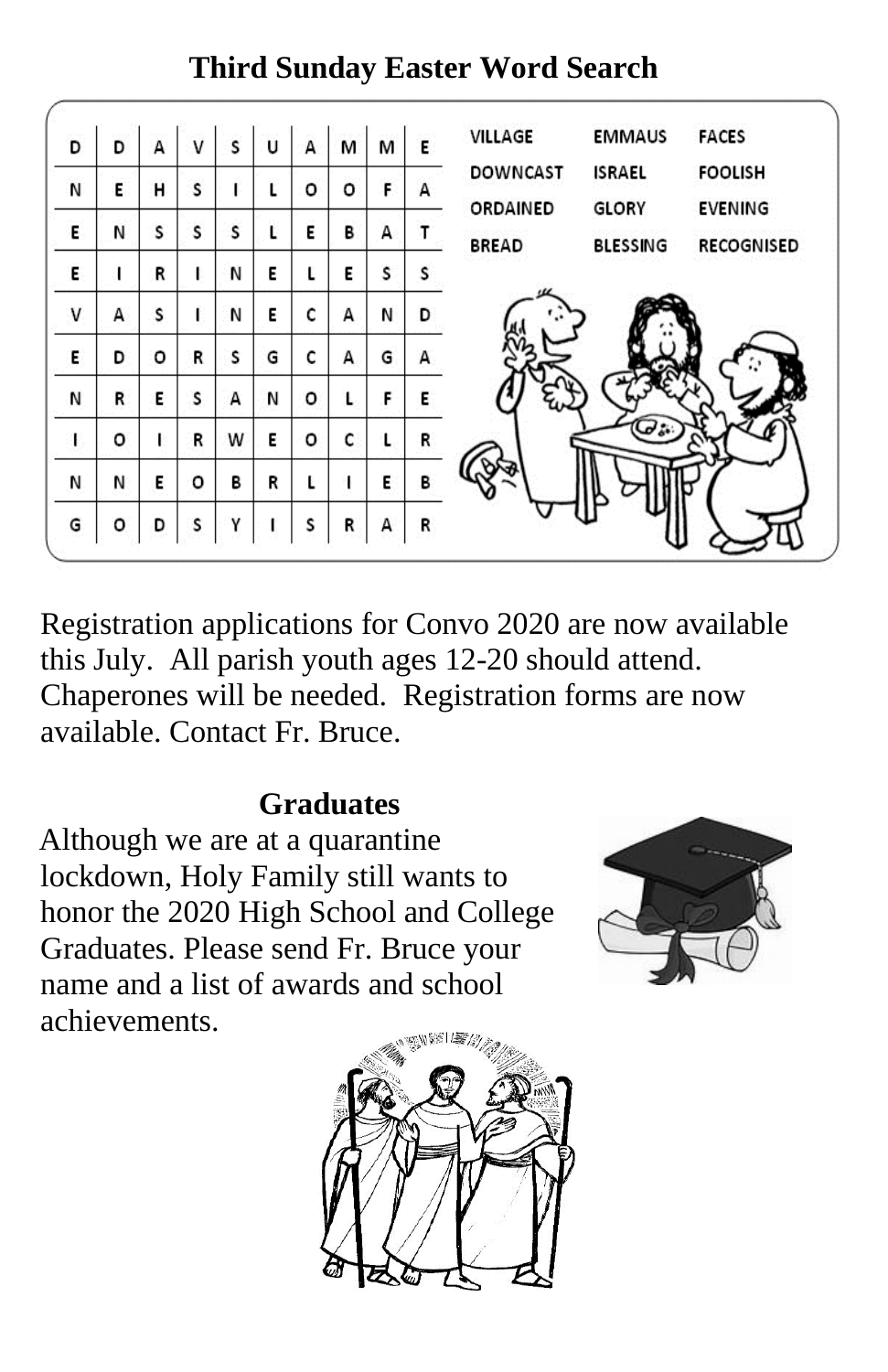## Third Sunday Easter Word Search

| D | D | A | V | S | U | A | M | M | E |
|---|---|---|---|---|---|---|---|---|---|
| N | E | H | S | I | L | O | O | F | A |
| E | N | S | S | S | L | E | B | A | T |
| E | I | R | I | N | E | L | E | S | S |
| V | A | S | I | N | E | C | A | N | D |
| E | D | O | R | S | G | C | A | G | A |
| N | R | E | S | A | N | O | L | F | E |
| I | O | I | R | W | E | O | C | L | R |
| N | N | E | O | B | R | L | I | E | B |
| G | O | D | S | Y | I | S | R | A | R |

| | | |
|---|---|---|
| VILLAGE | EMMAUS | FACES |
| DOWNCAST | ISRAEL | FOOLISH |
| ORDAINED | GLORY | EVENING |
| BREAD | BLESSING | RECOGNISED |

Registration applications for Convo 2020 are now available this July. All parish youth ages 12-20 should attend. Chaperones will be needed. Registration forms are now available. Contact Fr. Bruce.

### Graduates

Although we are at a quarantine lockdown, Holy Family still wants to honor the 2020 High School and College Graduates. Please send Fr. Bruce your name and a list of awards and school achievements.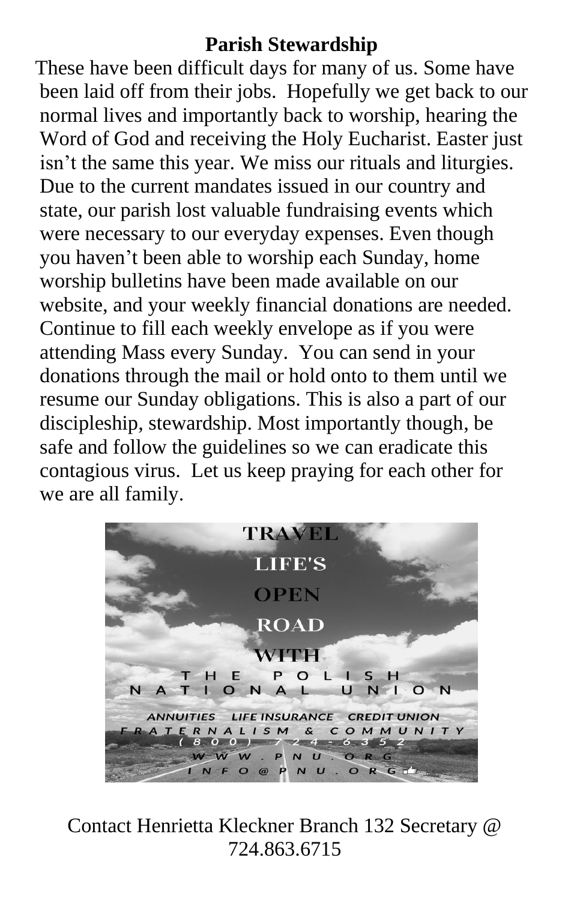**Parish Stewardship**

These have been difficult days for many of us. Some have been laid off from their jobs. Hopefully we get back to our normal lives and importantly back to worship, hearing the Word of God and receiving the Holy Eucharist. Easter just isn't the same this year. We miss our rituals and liturgies. Due to the current mandates issued in our country and state, our parish lost valuable fundraising events which were necessary to our everyday expenses. Even though you haven't been able to worship each Sunday, home worship bulletins have been made available on our website, and your weekly financial donations are needed. Continue to fill each weekly envelope as if you were attending Mass every Sunday. You can send in your donations through the mail or hold onto to them until we resume our Sunday obligations. This is also a part of our discipleship, stewardship. Most importantly though, be safe and follow the guidelines so we can eradicate this contagious virus. Let us keep praying for each other for we are all family.

TRAVEL LIFE'S OPEN ROAD WITH THE POLISH NATIONAL UNION

ANNUITIES LIFE INSURANCE CREDIT UNION

FRATERNALISM & COMMUNITY

(800) 724-6352

WWW.PNU.ORG

INFO@PNU.ORG

Contact Henrietta Kleckner Branch 132 Secretary @ 724.863.6715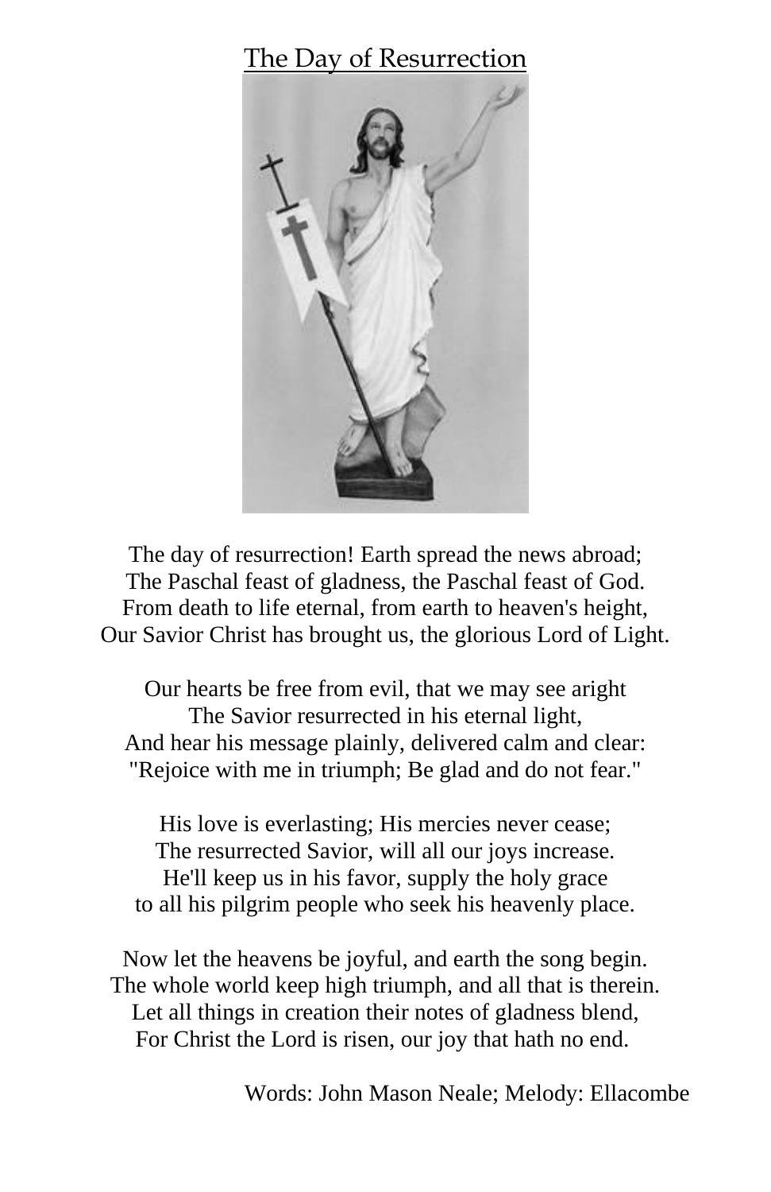# The Day of Resurrection

The day of resurrection! Earth spread the news abroad;
The Paschal feast of gladness, the Paschal feast of God.
From death to life eternal, from earth to heaven's height,
Our Savior Christ has brought us, the glorious Lord of Light.

Our hearts be free from evil, that we may see aright
The Savior resurrected in his eternal light,
And hear his message plainly, delivered calm and clear:
"Rejoice with me in triumph; Be glad and do not fear."

His love is everlasting; His mercies never cease;
The resurrected Savior, will all our joys increase.
He'll keep us in his favor, supply the holy grace
to all his pilgrim people who seek his heavenly place.

Now let the heavens be joyful, and earth the song begin.
The whole world keep high triumph, and all that is therein.
Let all things in creation their notes of gladness blend,
For Christ the Lord is risen, our joy that hath no end.

Words: John Mason Neale; Melody: Ellacombe